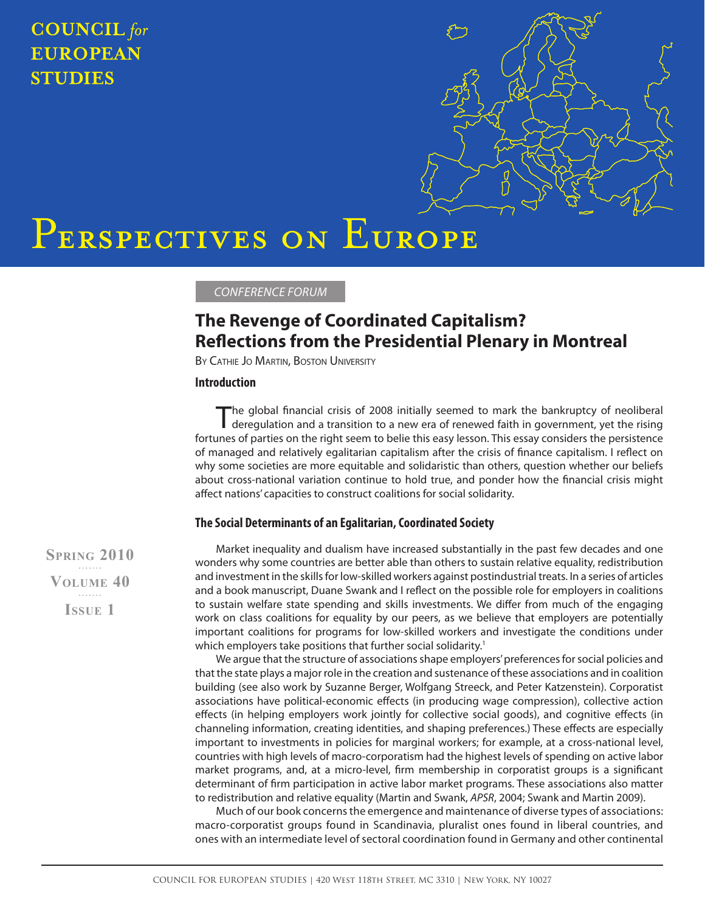# Perspectives on Europe

CONFERENCE FORUM

## The Revenge of Coordinated Capitalism? Reflections from the Presidential Plenary in Montreal

By Cathie Jo Martin, Boston University

### Introduction

The global financial crisis of 2008 initially seemed to mark the bankruptcy of neoliberal deregulation and a transition to a new era of renewed faith in government, yet the rising fortunes of parties on the right seem to belie this easy lesson. This essay considers the persistence of managed and relatively egalitarian capitalism after the crisis of finance capitalism. I reflect on why some societies are more equitable and solidaristic than others, question whether our beliefs about cross-national variation continue to hold true, and ponder how the financial crisis might affect nations' capacities to construct coalitions for social solidarity.

### The Social Determinants of an Egalitarian, Coordinated Society

Market inequality and dualism have increased substantially in the past few decades and one wonders why some countries are better able than others to sustain relative equality, redistribution and investment in the skills for low-skilled workers against postindustrial treats. In a series of articles and a book manuscript, Duane Swank and I reflect on the possible role for employers in coalitions to sustain welfare state spending and skills investments. We differ from much of the engaging work on class coalitions for equality by our peers, as we believe that employers are potentially important coalitions for programs for low-skilled workers and investigate the conditions under which employers take positions that further social solidarity.[1]

We argue that the structure of associations shape employers' preferences for social policies and that the state plays a major role in the creation and sustenance of these associations and in coalition building (see also work by Suzanne Berger, Wolfgang Streeck, and Peter Katzenstein). Corporatist associations have political-economic effects (in producing wage compression), collective action effects (in helping employers work jointly for collective social goods), and cognitive effects (in channeling information, creating identities, and shaping preferences.) These effects are especially important to investments in policies for marginal workers; for example, at a cross-national level, countries with high levels of macro-corporatism had the highest levels of spending on active labor market programs, and, at a micro-level, firm membership in corporatist groups is a significant determinant of firm participation in active labor market programs. These associations also matter to redistribution and relative equality (Martin and Swank, *APSR*, 2004; Swank and Martin 2009).

Much of our book concerns the emergence and maintenance of diverse types of associations: macro-corporatist groups found in Scandinavia, pluralist ones found in liberal countries, and ones with an intermediate level of sectoral coordination found in Germany and other continental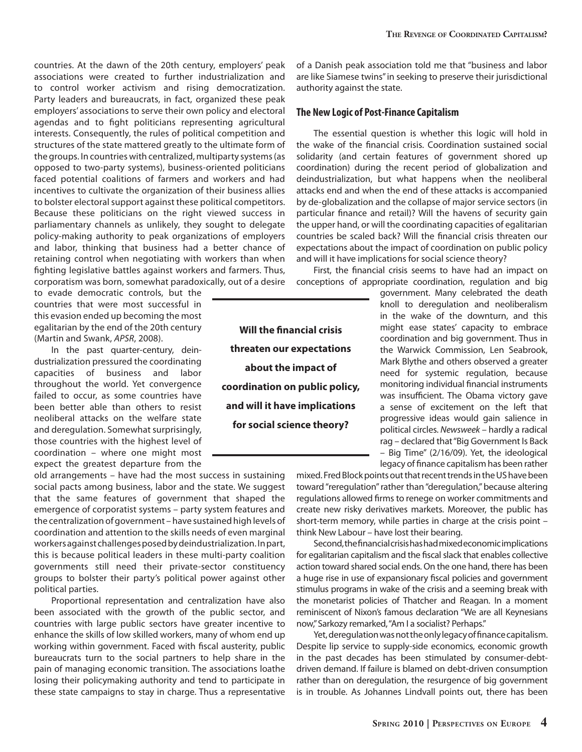countries. At the dawn of the 20th century, employers' peak associations were created to further industrialization and to control worker activism and rising democratization. Party leaders and bureaucrats, in fact, organized these peak employers' associations to serve their own policy and electoral agendas and to fight politicians representing agricultural interests. Consequently, the rules of political competition and structures of the state mattered greatly to the ultimate form of the groups. In countries with centralized, multiparty systems (as opposed to two-party systems), business-oriented politicians faced potential coalitions of farmers and workers and had incentives to cultivate the organization of their business allies to bolster electoral support against these political competitors. Because these politicians on the right viewed success in parliamentary channels as unlikely, they sought to delegate policy-making authority to peak organizations of employers and labor, thinking that business had a better chance of retaining control when negotiating with workers than when fighting legislative battles against workers and farmers. Thus, corporatism was born, somewhat paradoxically, out of a desire to evade democratic controls, but the countries that were most successful in this evasion ended up becoming the most egalitarian by the end of the 20th century (Martin and Swank, *APSR*, 2008).

In the past quarter-century, deindustrialization pressured the coordinating capacities of business and labor throughout the world. Yet convergence failed to occur, as some countries have been better able than others to resist neoliberal attacks on the welfare state and deregulation. Somewhat surprisingly, those countries with the highest level of coordination – where one might most expect the greatest departure from the old arrangements – have had the most success in sustaining social pacts among business, labor and the state. We suggest that the same features of government that shaped the emergence of corporatist systems – party system features and the centralization of government – have sustained high levels of coordination and attention to the skills needs of even marginal workers against challenges posed by deindustrialization. In part, this is because political leaders in these multi-party coalition governments still need their private-sector constituency groups to bolster their party's political power against other political parties.

Proportional representation and centralization have also been associated with the growth of the public sector, and countries with large public sectors have greater incentive to enhance the skills of low skilled workers, many of whom end up working within government. Faced with fiscal austerity, public bureaucrats turn to the social partners to help share in the pain of managing economic transition. The associations loathe losing their policymaking authority and tend to participate in these state campaigns to stay in charge. Thus a representative of a Danish peak association told me that "business and labor are like Siamese twins" in seeking to preserve their jurisdictional authority against the state.

## The New Logic of Post-Finance Capitalism

The essential question is whether this logic will hold in the wake of the financial crisis. Coordination sustained social solidarity (and certain features of government shored up coordination) during the recent period of globalization and deindustrialization, but what happens when the neoliberal attacks end and when the end of these attacks is accompanied by de-globalization and the collapse of major service sectors (in particular finance and retail)? Will the havens of security gain the upper hand, or will the coordinating capacities of egalitarian countries be scaled back? Will the financial crisis threaten our expectations about the impact of coordination on public policy and will it have implications for social science theory?

**Will the financial crisis threaten our expectations about the impact of coordination on public policy, and will it have implications for social science theory?**

First, the financial crisis seems to have had an impact on conceptions of appropriate coordination, regulation and big government. Many celebrated the death knoll to deregulation and neoliberalism in the wake of the downturn, and this might ease states' capacity to embrace coordination and big government. Thus in the Warwick Commission, Len Seabrook, Mark Blythe and others observed a greater need for systemic regulation, because monitoring individual financial instruments was insufficient. The Obama victory gave a sense of excitement on the left that progressive ideas would gain salience in political circles. *Newsweek* – hardly a radical rag – declared that "Big Government Is Back – Big Time" (2/16/09). Yet, the ideological legacy of finance capitalism has been rather mixed. Fred Block points out that recent trends in the US have been toward "reregulation" rather than "deregulation," because altering regulations allowed firms to renege on worker commitments and create new risky derivatives markets. Moreover, the public has short-term memory, while parties in charge at the crisis point – think New Labour – have lost their bearing.

Second, the financial crisis has had mixed economic implications for egalitarian capitalism and the fiscal slack that enables collective action toward shared social ends. On the one hand, there has been a huge rise in use of expansionary fiscal policies and government stimulus programs in wake of the crisis and a seeming break with the monetarist policies of Thatcher and Reagan. In a moment reminiscent of Nixon's famous declaration "We are all Keynesians now," Sarkozy remarked, "Am I a socialist? Perhaps."

Yet, deregulation was not the only legacy of finance capitalism. Despite lip service to supply-side economics, economic growth in the past decades has been stimulated by consumer-debt-driven demand. If failure is blamed on debt-driven consumption rather than on deregulation, the resurgence of big government is in trouble. As Johannes Lindvall points out, there has been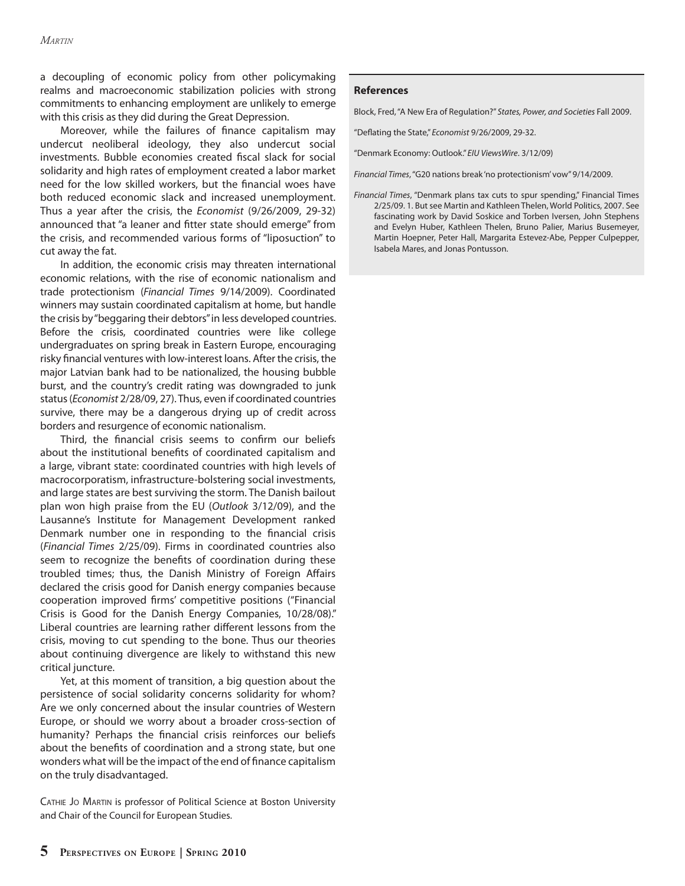a decoupling of economic policy from other policymaking realms and macroeconomic stabilization policies with strong commitments to enhancing employment are unlikely to emerge with this crisis as they did during the Great Depression.

Moreover, while the failures of finance capitalism may undercut neoliberal ideology, they also undercut social investments. Bubble economies created fiscal slack for social solidarity and high rates of employment created a labor market need for the low skilled workers, but the financial woes have both reduced economic slack and increased unemployment. Thus a year after the crisis, the *Economist* (9/26/2009, 29-32) announced that "a leaner and fitter state should emerge" from the crisis, and recommended various forms of "liposuction" to cut away the fat.

In addition, the economic crisis may threaten international economic relations, with the rise of economic nationalism and trade protectionism (*Financial Times* 9/14/2009). Coordinated winners may sustain coordinated capitalism at home, but handle the crisis by "beggaring their debtors" in less developed countries. Before the crisis, coordinated countries were like college undergraduates on spring break in Eastern Europe, encouraging risky financial ventures with low-interest loans. After the crisis, the major Latvian bank had to be nationalized, the housing bubble burst, and the country's credit rating was downgraded to junk status (*Economist* 2/28/09, 27). Thus, even if coordinated countries survive, there may be a dangerous drying up of credit across borders and resurgence of economic nationalism.

Third, the financial crisis seems to confirm our beliefs about the institutional benefits of coordinated capitalism and a large, vibrant state: coordinated countries with high levels of macrocorporatism, infrastructure-bolstering social investments, and large states are best surviving the storm. The Danish bailout plan won high praise from the EU (*Outlook* 3/12/09), and the Lausanne's Institute for Management Development ranked Denmark number one in responding to the financial crisis (*Financial Times* 2/25/09). Firms in coordinated countries also seem to recognize the benefits of coordination during these troubled times; thus, the Danish Ministry of Foreign Affairs declared the crisis good for Danish energy companies because cooperation improved firms' competitive positions ("Financial Crisis is Good for the Danish Energy Companies, 10/28/08)." Liberal countries are learning rather different lessons from the crisis, moving to cut spending to the bone. Thus our theories about continuing divergence are likely to withstand this new critical juncture.

Yet, at this moment of transition, a big question about the persistence of social solidarity concerns solidarity for whom? Are we only concerned about the insular countries of Western Europe, or should we worry about a broader cross-section of humanity? Perhaps the financial crisis reinforces our beliefs about the benefits of coordination and a strong state, but one wonders what will be the impact of the end of finance capitalism on the truly disadvantaged.

Cathie Jo Martin is professor of Political Science at Boston University and Chair of the Council for European Studies.

**References**

Block, Fred, "A New Era of Regulation?" *States, Power, and Societies* Fall 2009.

"Deflating the State," *Economist* 9/26/2009, 29-32.

"Denmark Economy: Outlook." *EIU ViewsWire*. 3/12/09)

*Financial Times*, "G20 nations break 'no protectionism' vow" 9/14/2009.

*Financial Times*, "Denmark plans tax cuts to spur spending," Financial Times 2/25/09. 1. But see Martin and Kathleen Thelen, World Politics, 2007. See fascinating work by David Soskice and Torben Iversen, John Stephens and Evelyn Huber, Kathleen Thelen, Bruno Palier, Marius Busemeyer, Martin Hoepner, Peter Hall, Margarita Estevez-Abe, Pepper Culpepper, Isabela Mares, and Jonas Pontusson.